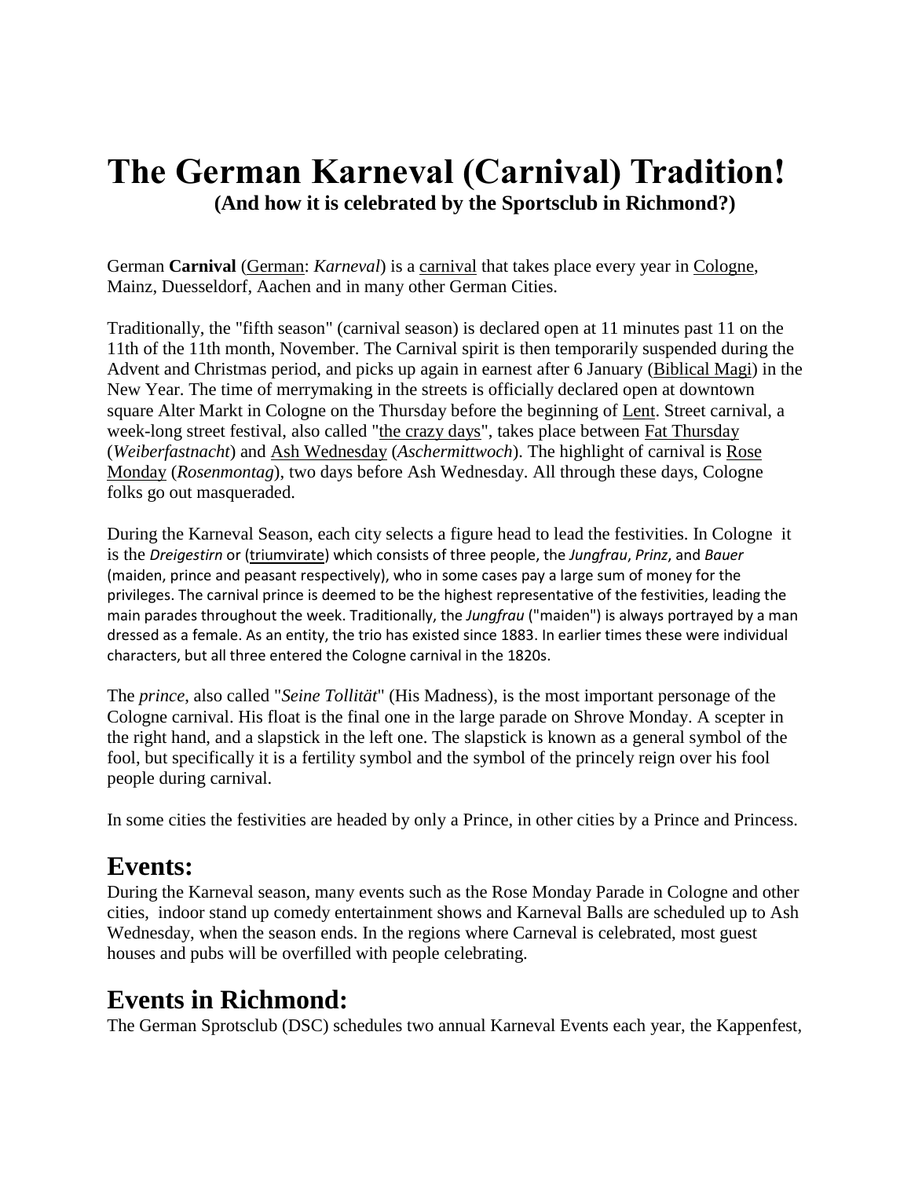# The German Karneval (Carnival) Tradition!

**(And how it is celebrated by the Sportsclub in Richmond?)**

German **Carnival** (German: *Karneval*) is a carnival that takes place every year in Cologne, Mainz, Duesseldorf, Aachen and in many other German Cities.

Traditionally, the "fifth season" (carnival season) is declared open at 11 minutes past 11 on the 11th of the 11th month, November. The Carnival spirit is then temporarily suspended during the Advent and Christmas period, and picks up again in earnest after 6 January (Biblical Magi) in the New Year. The time of merrymaking in the streets is officially declared open at downtown square Alter Markt in Cologne on the Thursday before the beginning of Lent. Street carnival, a week-long street festival, also called "the crazy days", takes place between Fat Thursday (*Weiberfastnacht*) and Ash Wednesday (*Aschermittwoch*). The highlight of carnival is Rose Monday (*Rosenmontag*), two days before Ash Wednesday. All through these days, Cologne folks go out masqueraded.

During the Karneval Season, each city selects a figure head to lead the festivities. In Cologne it is the *Dreigestirn* or (triumvirate) which consists of three people, the *Jungfrau*, *Prinz*, and *Bauer* (maiden, prince and peasant respectively), who in some cases pay a large sum of money for the privileges. The carnival prince is deemed to be the highest representative of the festivities, leading the main parades throughout the week. Traditionally, the *Jungfrau* ("maiden") is always portrayed by a man dressed as a female. As an entity, the trio has existed since 1883. In earlier times these were individual characters, but all three entered the Cologne carnival in the 1820s.

The *prince*, also called "*Seine Tollität*" (His Madness), is the most important personage of the Cologne carnival. His float is the final one in the large parade on Shrove Monday. A scepter in the right hand, and a slapstick in the left one. The slapstick is known as a general symbol of the fool, but specifically it is a fertility symbol and the symbol of the princely reign over his fool people during carnival.

In some cities the festivities are headed by only a Prince, in other cities by a Prince and Princess.

## Events:

During the Karneval season, many events such as the Rose Monday Parade in Cologne and other cities, indoor stand up comedy entertainment shows and Karneval Balls are scheduled up to Ash Wednesday, when the season ends. In the regions where Carneval is celebrated, most guest houses and pubs will be overfilled with people celebrating.

## Events in Richmond:

The German Sprotsclub (DSC) schedules two annual Karneval Events each year, the Kappenfest,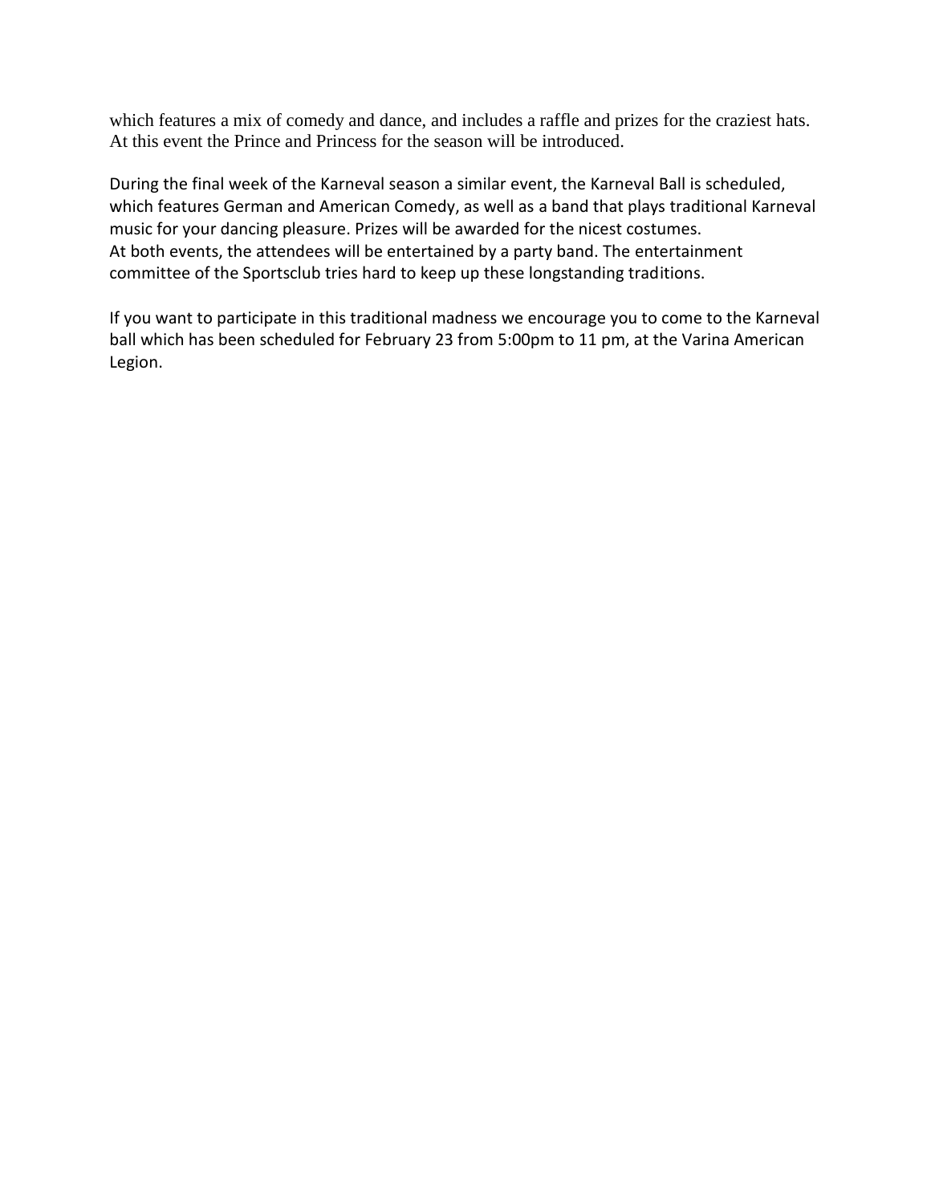which features a mix of comedy and dance, and includes a raffle and prizes for the craziest hats. At this event the Prince and Princess for the season will be introduced.

During the final week of the Karneval season a similar event, the Karneval Ball is scheduled, which features German and American Comedy, as well as a band that plays traditional Karneval music for your dancing pleasure. Prizes will be awarded for the nicest costumes.
At both events, the attendees will be entertained by a party band. The entertainment committee of the Sportsclub tries hard to keep up these longstanding traditions.

If you want to participate in this traditional madness we encourage you to come to the Karneval ball which has been scheduled for February 23 from 5:00pm to 11 pm, at the Varina American Legion.